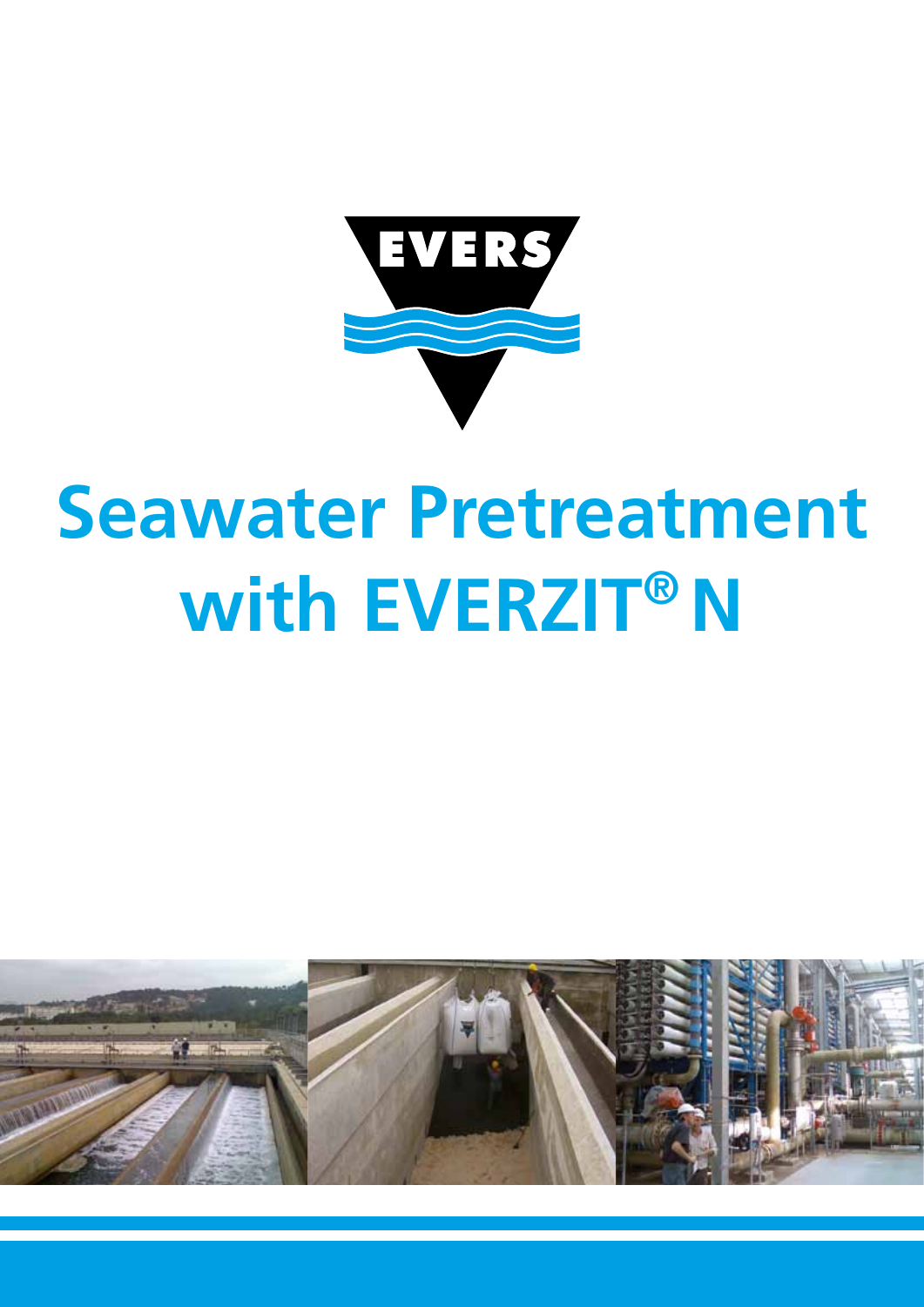EVERS

# Seawater Pretreatment with EVERZIT® N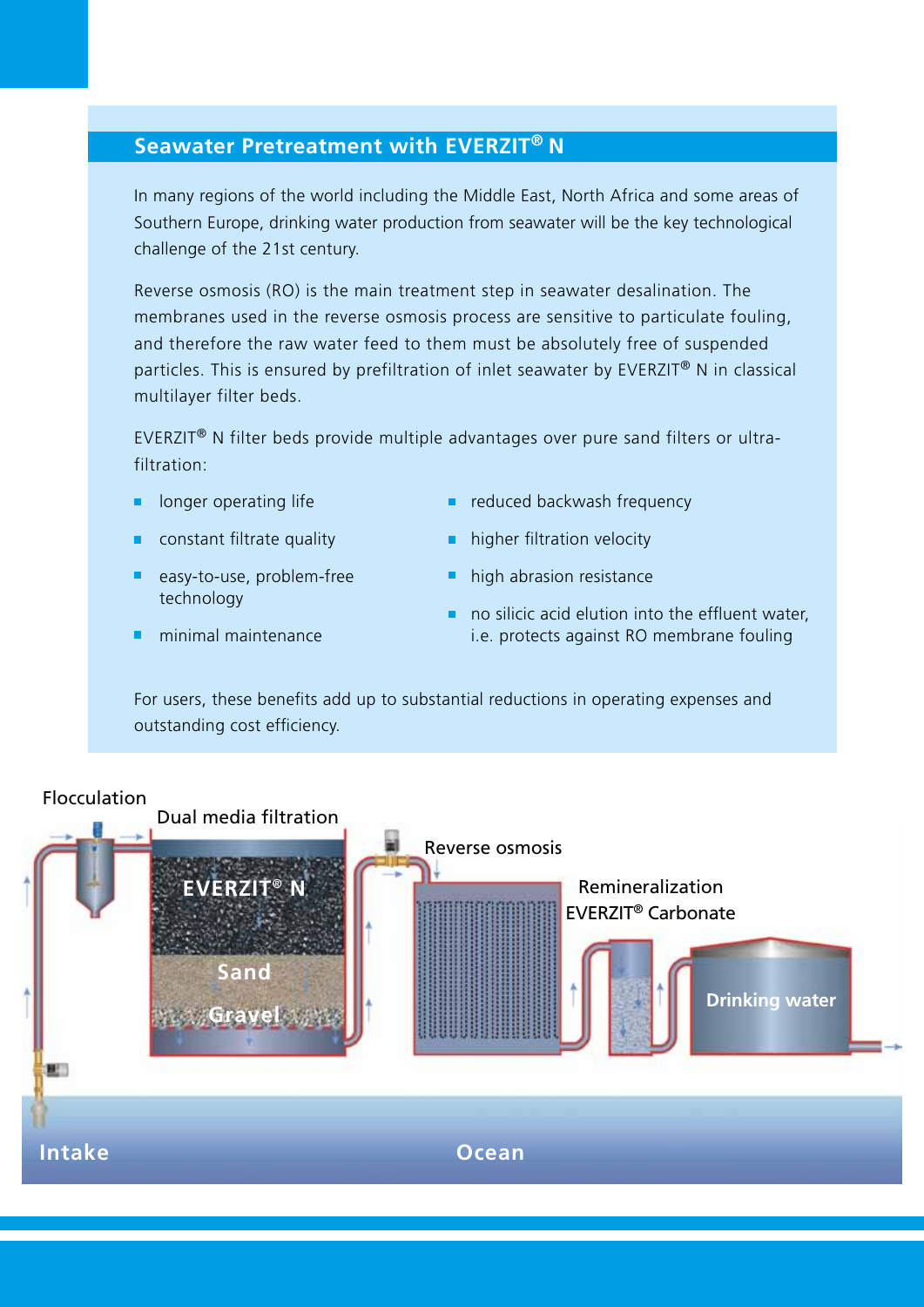## Seawater Pretreatment with EVERZIT® N

In many regions of the world including the Middle East, North Africa and some areas of Southern Europe, drinking water production from seawater will be the key technological challenge of the 21st century.

Reverse osmosis (RO) is the main treatment step in seawater desalination. The membranes used in the reverse osmosis process are sensitive to particulate fouling, and therefore the raw water feed to them must be absolutely free of suspended particles. This is ensured by prefiltration of inlet seawater by EVERZIT® N in classical multilayer filter beds.

EVERZIT® N filter beds provide multiple advantages over pure sand filters or ultra-filtration:

- longer operating life
- constant filtrate quality
- easy-to-use, problem-free technology
- minimal maintenance
- reduced backwash frequency
- higher filtration velocity
- high abrasion resistance
- no silicic acid elution into the effluent water, i.e. protects against RO membrane fouling

For users, these benefits add up to substantial reductions in operating expenses and outstanding cost efficiency.

Flocculation

Dual media filtration

EVERZIT® N

Sand

Gravel

Reverse osmosis

Remineralization EVERZIT® Carbonate

Drinking water

Intake

Ocean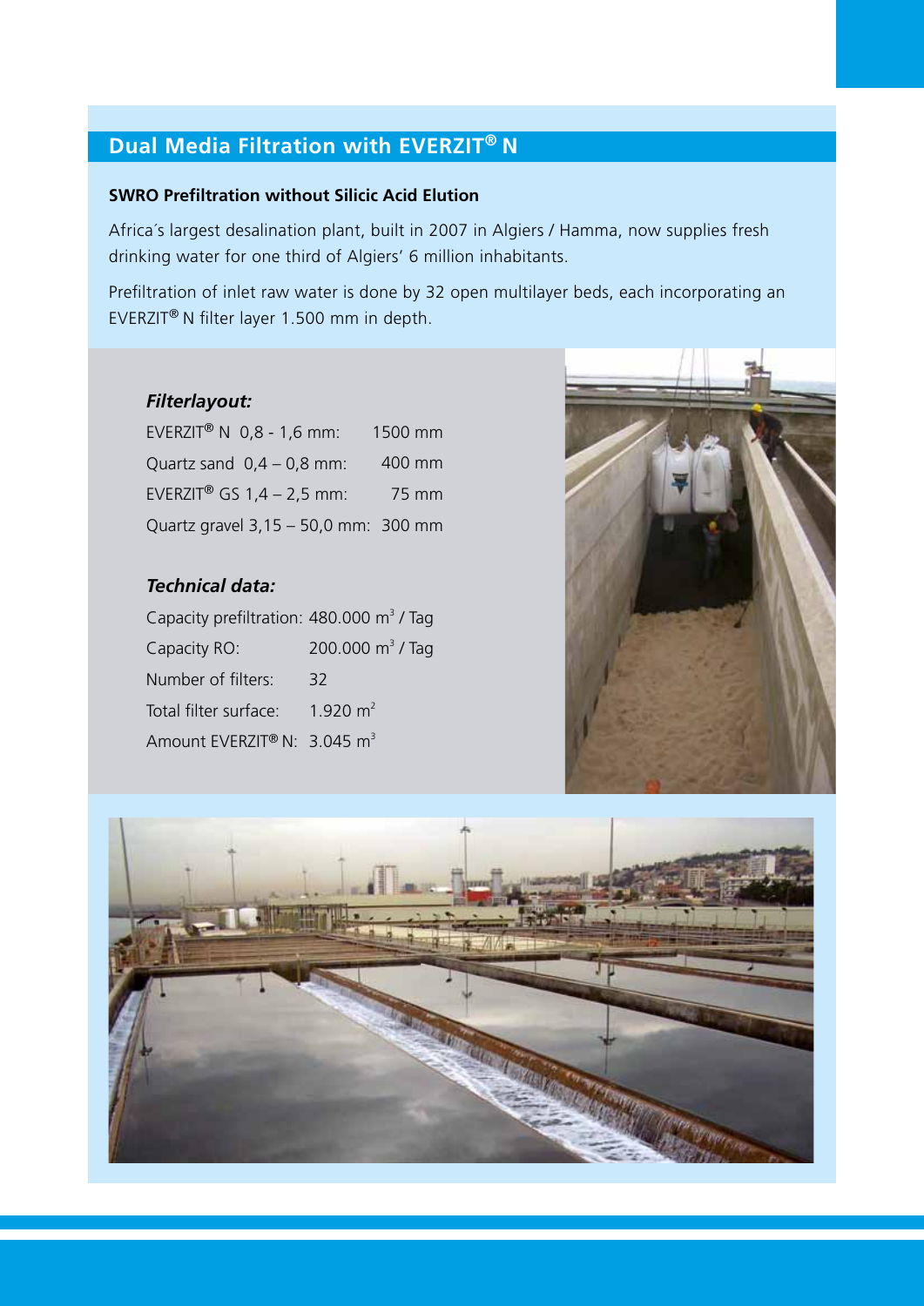## Dual Media Filtration with EVERZIT® N

**SWRO Prefiltration without Silicic Acid Elution**

Africa´s largest desalination plant, built in 2007 in Algiers / Hamma, now supplies fresh drinking water for one third of Algiers' 6 million inhabitants.

Prefiltration of inlet raw water is done by 32 open multilayer beds, each incorporating an EVERZIT® N filter layer 1.500 mm in depth.

***Filterlayout:***

| | |
|---|---|
| EVERZIT® N 0,8 - 1,6 mm: | 1500 mm |
| Quartz sand 0,4 – 0,8 mm: | 400 mm |
| EVERZIT® GS 1,4 – 2,5 mm: | 75 mm |
| Quartz gravel 3,15 – 50,0 mm: | 300 mm |

***Technical data:***

| | |
|---|---|
| Capacity prefiltration: | 480.000 $m^3$ / Tag |
| Capacity RO: | 200.000 $m^3$ / Tag |
| Number of filters: | 32 |
| Total filter surface: | 1.920 $m^2$ |
| Amount EVERZIT® N: | 3.045 $m^3$ |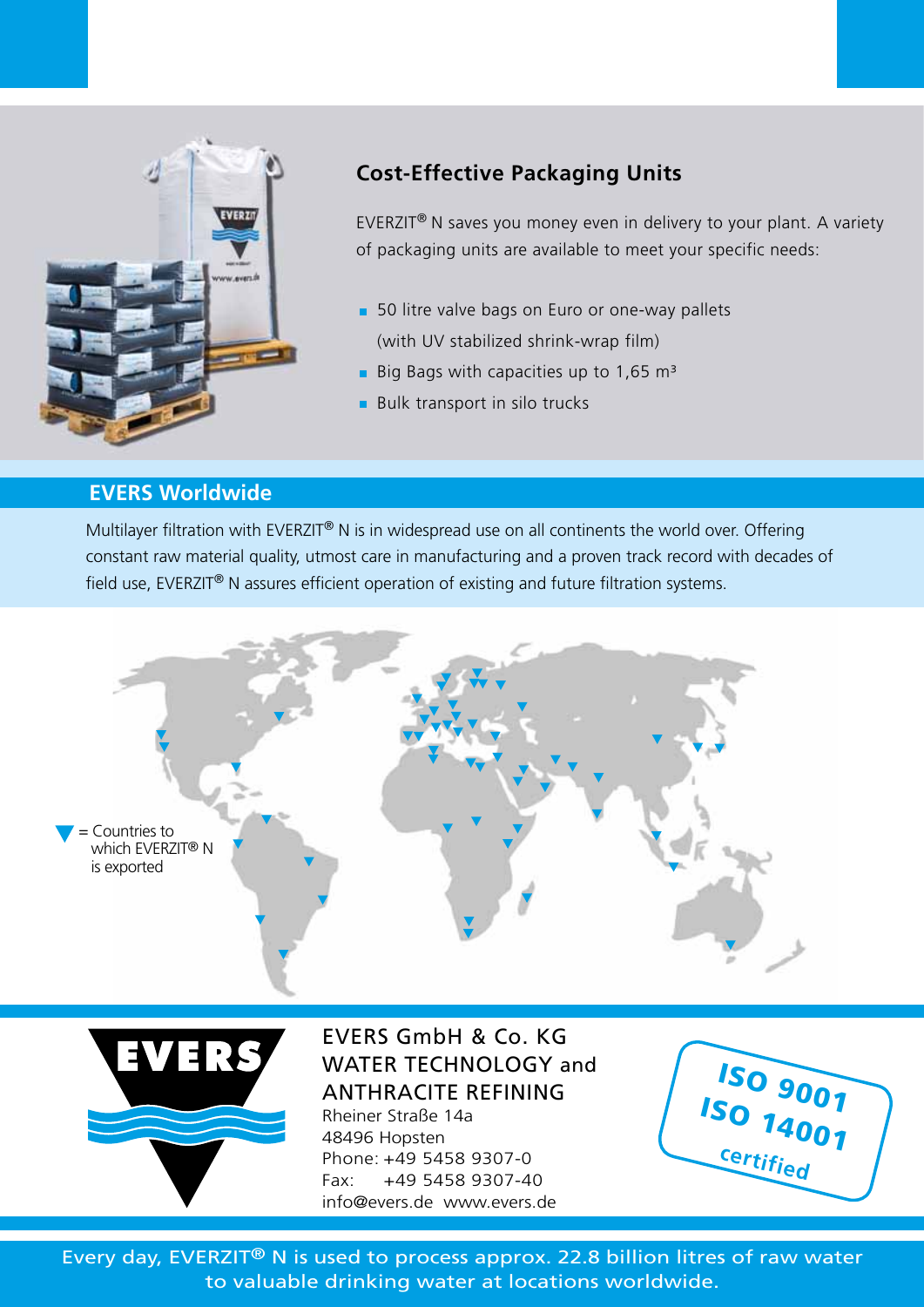## Cost-Effective Packaging Units

EVERZIT® N saves you money even in delivery to your plant. A variety of packaging units are available to meet your specific needs:

- 50 litre valve bags on Euro or one-way pallets (with UV stabilized shrink-wrap film)
- Big Bags with capacities up to 1,65 m³
- Bulk transport in silo trucks

## EVERS Worldwide

Multilayer filtration with EVERZIT® N is in widespread use on all continents the world over. Offering constant raw material quality, utmost care in manufacturing and a proven track record with decades of field use, EVERZIT® N assures efficient operation of existing and future filtration systems.

▼ = Countries to which EVERZIT® N is exported

**EVERS GmbH & Co. KG**
**WATER TECHNOLOGY and ANTHRACITE REFINING**
Rheiner Straße 14a
48496 Hopsten
Phone: +49 5458 9307-0
Fax: +49 5458 9307-40
info@evers.de www.evers.de

ISO 9001
ISO 14001
certified

Every day, EVERZIT® N is used to process approx. 22.8 billion litres of raw water to valuable drinking water at locations worldwide.